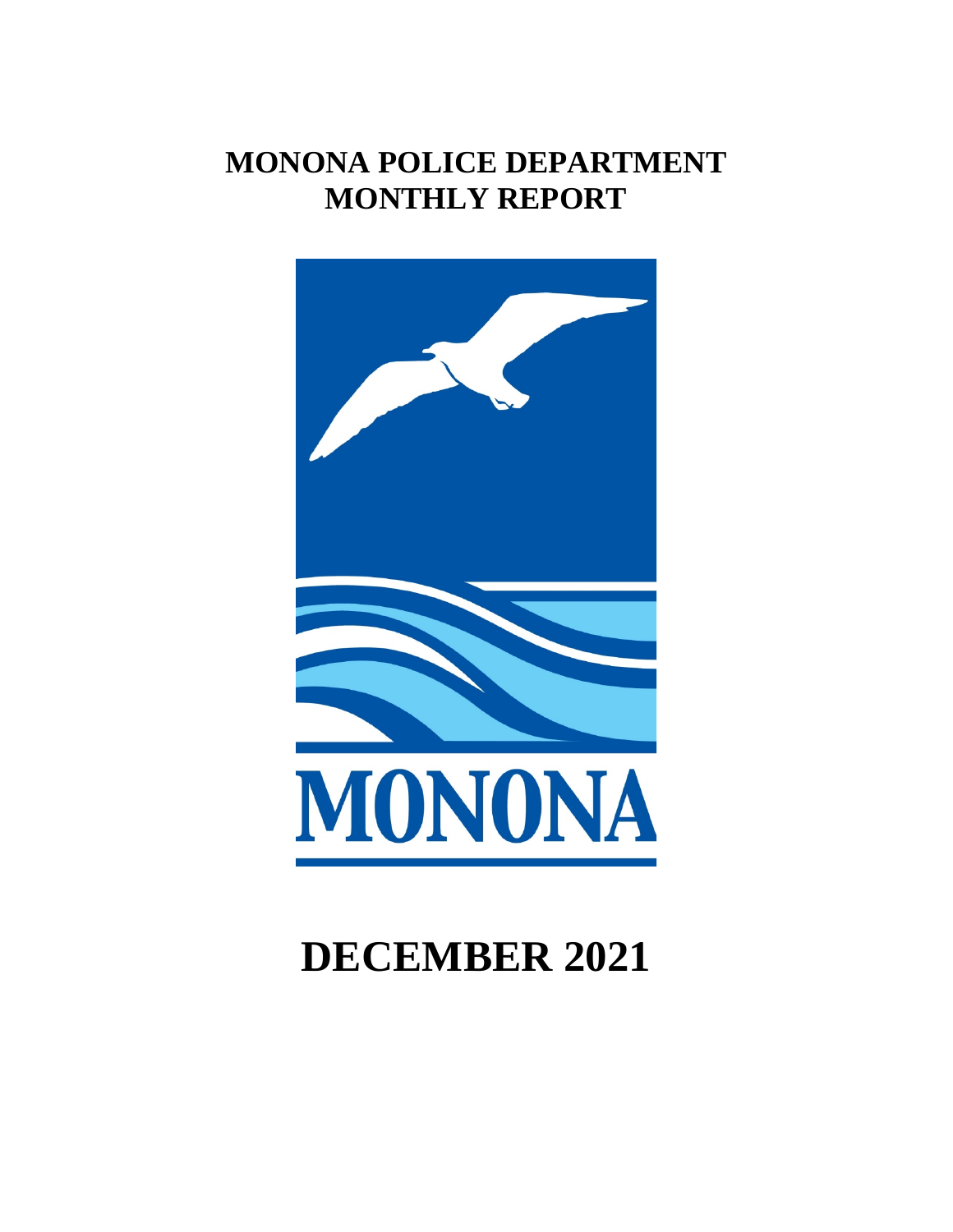# MONONA POLICE DEPARTMENT
# MONTHLY REPORT

MONONA

# DECEMBER 2021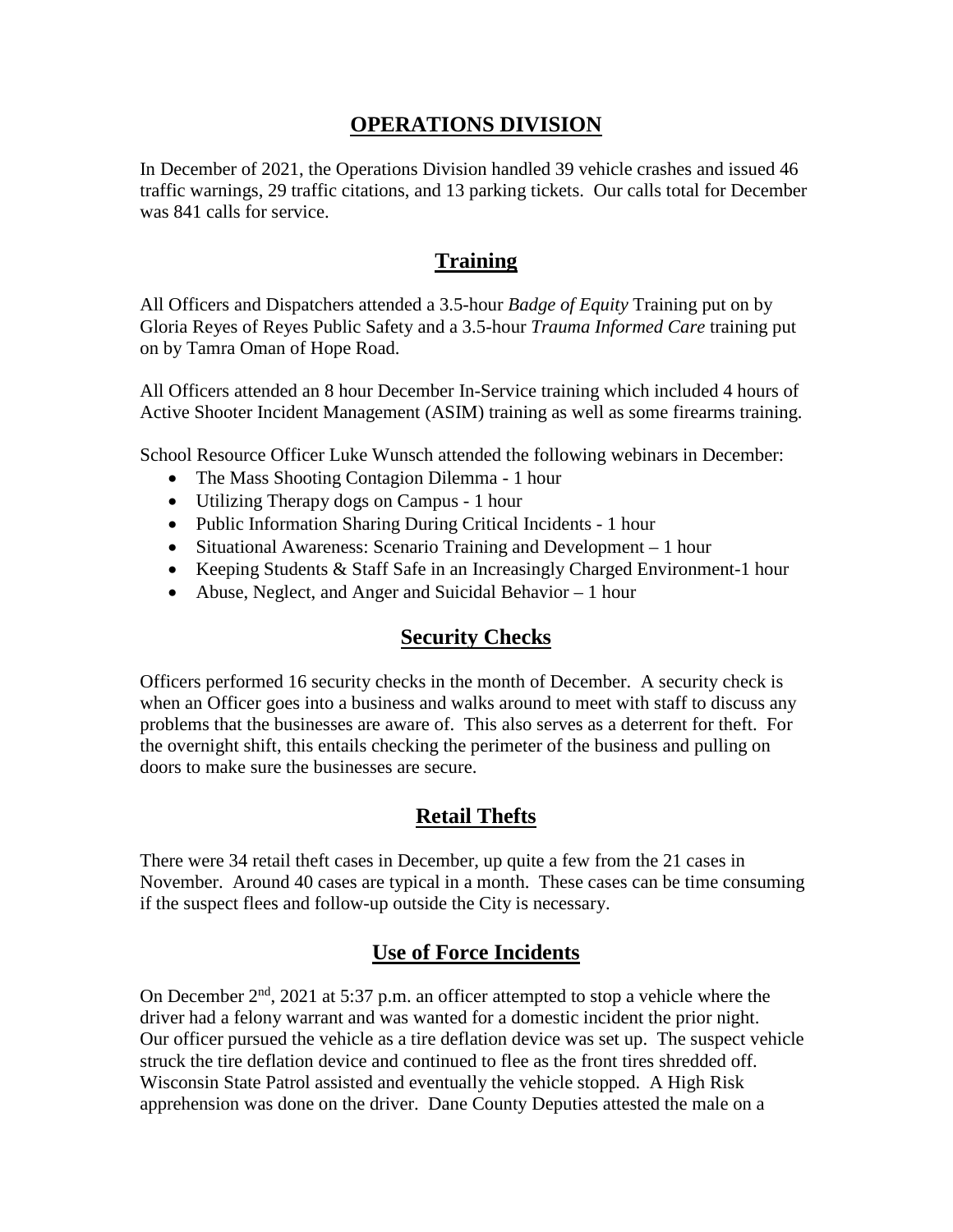## OPERATIONS DIVISION

In December of 2021, the Operations Division handled 39 vehicle crashes and issued 46 traffic warnings, 29 traffic citations, and 13 parking tickets. Our calls total for December was 841 calls for service.

## Training

All Officers and Dispatchers attended a 3.5-hour *Badge of Equity* Training put on by Gloria Reyes of Reyes Public Safety and a 3.5-hour *Trauma Informed Care* training put on by Tamra Oman of Hope Road.

All Officers attended an 8 hour December In-Service training which included 4 hours of Active Shooter Incident Management (ASIM) training as well as some firearms training.

School Resource Officer Luke Wunsch attended the following webinars in December:

- The Mass Shooting Contagion Dilemma - 1 hour
- Utilizing Therapy dogs on Campus - 1 hour
- Public Information Sharing During Critical Incidents - 1 hour
- Situational Awareness: Scenario Training and Development – 1 hour
- Keeping Students & Staff Safe in an Increasingly Charged Environment-1 hour
- Abuse, Neglect, and Anger and Suicidal Behavior – 1 hour

## Security Checks

Officers performed 16 security checks in the month of December. A security check is when an Officer goes into a business and walks around to meet with staff to discuss any problems that the businesses are aware of. This also serves as a deterrent for theft. For the overnight shift, this entails checking the perimeter of the business and pulling on doors to make sure the businesses are secure.

## Retail Thefts

There were 34 retail theft cases in December, up quite a few from the 21 cases in November. Around 40 cases are typical in a month. These cases can be time consuming if the suspect flees and follow-up outside the City is necessary.

## Use of Force Incidents

On December 2nd, 2021 at 5:37 p.m. an officer attempted to stop a vehicle where the driver had a felony warrant and was wanted for a domestic incident the prior night. Our officer pursued the vehicle as a tire deflation device was set up. The suspect vehicle struck the tire deflation device and continued to flee as the front tires shredded off. Wisconsin State Patrol assisted and eventually the vehicle stopped. A High Risk apprehension was done on the driver. Dane County Deputies attested the male on a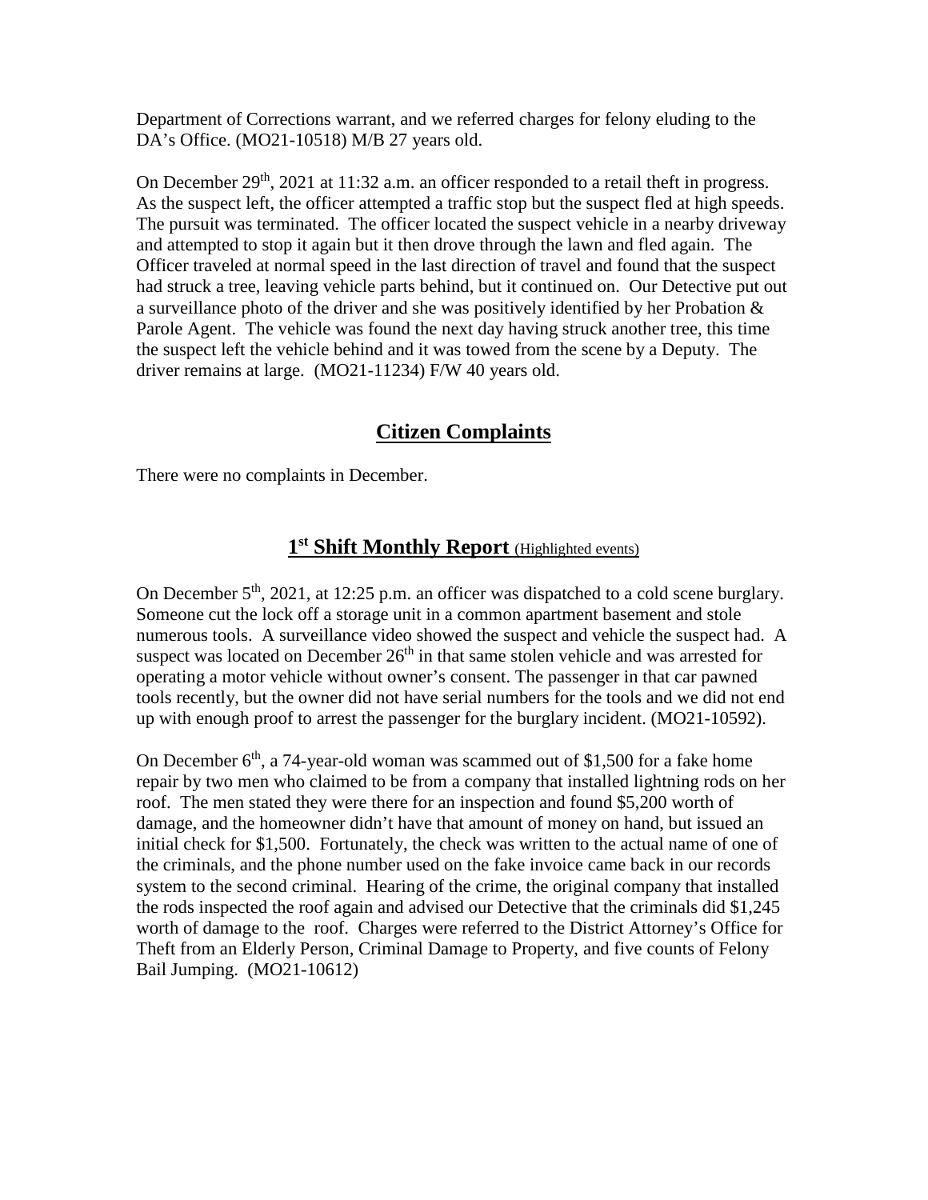Department of Corrections warrant, and we referred charges for felony eluding to the DA's Office. (MO21-10518) M/B 27 years old.

On December 29th, 2021 at 11:32 a.m. an officer responded to a retail theft in progress. As the suspect left, the officer attempted a traffic stop but the suspect fled at high speeds. The pursuit was terminated. The officer located the suspect vehicle in a nearby driveway and attempted to stop it again but it then drove through the lawn and fled again. The Officer traveled at normal speed in the last direction of travel and found that the suspect had struck a tree, leaving vehicle parts behind, but it continued on. Our Detective put out a surveillance photo of the driver and she was positively identified by her Probation & Parole Agent. The vehicle was found the next day having struck another tree, this time the suspect left the vehicle behind and it was towed from the scene by a Deputy. The driver remains at large. (MO21-11234) F/W 40 years old.

## Citizen Complaints

There were no complaints in December.

## 1st Shift Monthly Report (Highlighted events)

On December 5th, 2021, at 12:25 p.m. an officer was dispatched to a cold scene burglary. Someone cut the lock off a storage unit in a common apartment basement and stole numerous tools. A surveillance video showed the suspect and vehicle the suspect had. A suspect was located on December 26th in that same stolen vehicle and was arrested for operating a motor vehicle without owner's consent. The passenger in that car pawned tools recently, but the owner did not have serial numbers for the tools and we did not end up with enough proof to arrest the passenger for the burglary incident. (MO21-10592).

On December 6th, a 74-year-old woman was scammed out of $1,500 for a fake home repair by two men who claimed to be from a company that installed lightning rods on her roof. The men stated they were there for an inspection and found $5,200 worth of damage, and the homeowner didn't have that amount of money on hand, but issued an initial check for $1,500. Fortunately, the check was written to the actual name of one of the criminals, and the phone number used on the fake invoice came back in our records system to the second criminal. Hearing of the crime, the original company that installed the rods inspected the roof again and advised our Detective that the criminals did $1,245 worth of damage to the roof. Charges were referred to the District Attorney's Office for Theft from an Elderly Person, Criminal Damage to Property, and five counts of Felony Bail Jumping. (MO21-10612)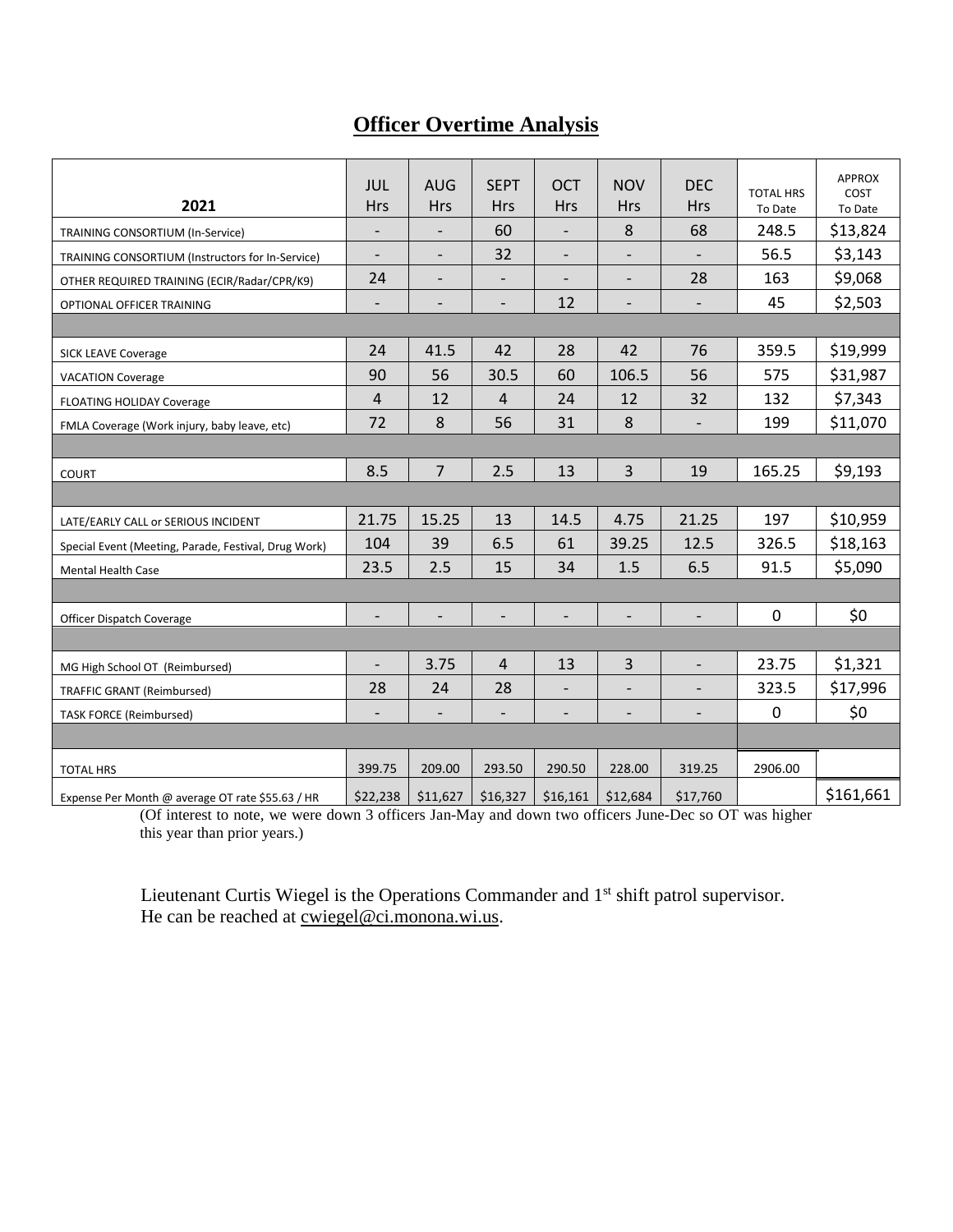# Officer Overtime Analysis

| 2021 | JUL Hrs | AUG Hrs | SEPT Hrs | OCT Hrs | NOV Hrs | DEC Hrs | TOTAL HRS To Date | APPROX COST To Date |
|---|---|---|---|---|---|---|---|---|
| TRAINING CONSORTIUM (In-Service) | - | - | 60 | - | 8 | 68 | 248.5 | $13,824 |
| TRAINING CONSORTIUM (Instructors for In-Service) | - | - | 32 | - | - | - | 56.5 | $3,143 |
| OTHER REQUIRED TRAINING (ECIR/Radar/CPR/K9) | 24 | - | - | - | - | 28 | 163 | $9,068 |
| OPTIONAL OFFICER TRAINING | - | - | - | 12 | - | - | 45 | $2,503 |
| | | | | | | | | |
| SICK LEAVE Coverage | 24 | 41.5 | 42 | 28 | 42 | 76 | 359.5 | $19,999 |
| VACATION Coverage | 90 | 56 | 30.5 | 60 | 106.5 | 56 | 575 | $31,987 |
| FLOATING HOLIDAY Coverage | 4 | 12 | 4 | 24 | 12 | 32 | 132 | $7,343 |
| FMLA Coverage (Work injury, baby leave, etc) | 72 | 8 | 56 | 31 | 8 | - | 199 | $11,070 |
| | | | | | | | | |
| COURT | 8.5 | 7 | 2.5 | 13 | 3 | 19 | 165.25 | $9,193 |
| | | | | | | | | |
| LATE/EARLY CALL or SERIOUS INCIDENT | 21.75 | 15.25 | 13 | 14.5 | 4.75 | 21.25 | 197 | $10,959 |
| Special Event (Meeting, Parade, Festival, Drug Work) | 104 | 39 | 6.5 | 61 | 39.25 | 12.5 | 326.5 | $18,163 |
| Mental Health Case | 23.5 | 2.5 | 15 | 34 | 1.5 | 6.5 | 91.5 | $5,090 |
| | | | | | | | | |
| Officer Dispatch Coverage | - | - | - | - | - | - | 0 | $0 |
| | | | | | | | | |
| MG High School OT (Reimbursed) | - | 3.75 | 4 | 13 | 3 | - | 23.75 | $1,321 |
| TRAFFIC GRANT (Reimbursed) | 28 | 24 | 28 | - | - | - | 323.5 | $17,996 |
| TASK FORCE (Reimbursed) | - | - | - | - | - | - | 0 | $0 |
| | | | | | | | | |
| TOTAL HRS | 399.75 | 209.00 | 293.50 | 290.50 | 228.00 | 319.25 | 2906.00 | |
| Expense Per Month @ average OT rate $55.63 / HR | $22,238 | $11,627 | $16,327 | $16,161 | $12,684 | $17,760 | | $161,661 |

(Of interest to note, we were down 3 officers Jan-May and down two officers June-Dec so OT was higher this year than prior years.)

Lieutenant Curtis Wiegel is the Operations Commander and 1st shift patrol supervisor. He can be reached at cwiegel@ci.monona.wi.us.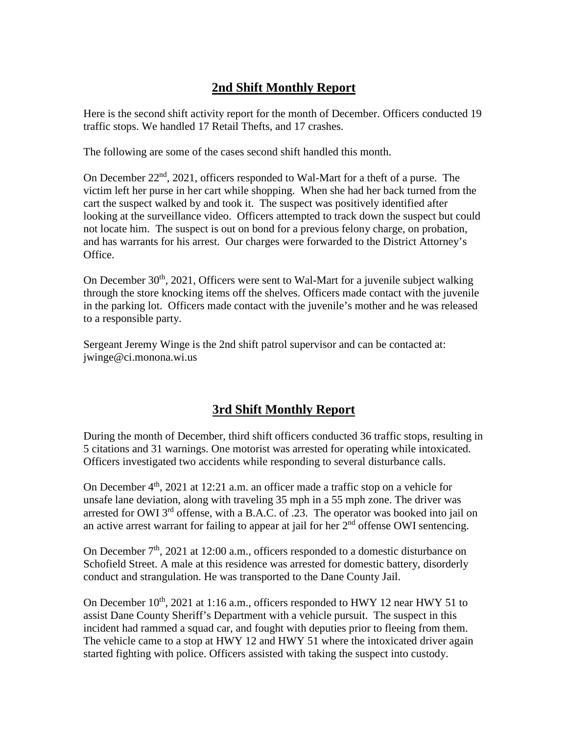## 2nd Shift Monthly Report

Here is the second shift activity report for the month of December. Officers conducted 19 traffic stops. We handled 17 Retail Thefts, and 17 crashes.

The following are some of the cases second shift handled this month.

On December 22nd, 2021, officers responded to Wal-Mart for a theft of a purse. The victim left her purse in her cart while shopping. When she had her back turned from the cart the suspect walked by and took it. The suspect was positively identified after looking at the surveillance video. Officers attempted to track down the suspect but could not locate him. The suspect is out on bond for a previous felony charge, on probation, and has warrants for his arrest. Our charges were forwarded to the District Attorney's Office.

On December 30th, 2021, Officers were sent to Wal-Mart for a juvenile subject walking through the store knocking items off the shelves. Officers made contact with the juvenile in the parking lot. Officers made contact with the juvenile's mother and he was released to a responsible party.

Sergeant Jeremy Winge is the 2nd shift patrol supervisor and can be contacted at: jwinge@ci.monona.wi.us

## 3rd Shift Monthly Report

During the month of December, third shift officers conducted 36 traffic stops, resulting in 5 citations and 31 warnings. One motorist was arrested for operating while intoxicated. Officers investigated two accidents while responding to several disturbance calls.

On December 4th, 2021 at 12:21 a.m. an officer made a traffic stop on a vehicle for unsafe lane deviation, along with traveling 35 mph in a 55 mph zone. The driver was arrested for OWI 3rd offense, with a B.A.C. of .23. The operator was booked into jail on an active arrest warrant for failing to appear at jail for her 2nd offense OWI sentencing.

On December 7th, 2021 at 12:00 a.m., officers responded to a domestic disturbance on Schofield Street. A male at this residence was arrested for domestic battery, disorderly conduct and strangulation. He was transported to the Dane County Jail.

On December 10th, 2021 at 1:16 a.m., officers responded to HWY 12 near HWY 51 to assist Dane County Sheriff's Department with a vehicle pursuit. The suspect in this incident had rammed a squad car, and fought with deputies prior to fleeing from them. The vehicle came to a stop at HWY 12 and HWY 51 where the intoxicated driver again started fighting with police. Officers assisted with taking the suspect into custody.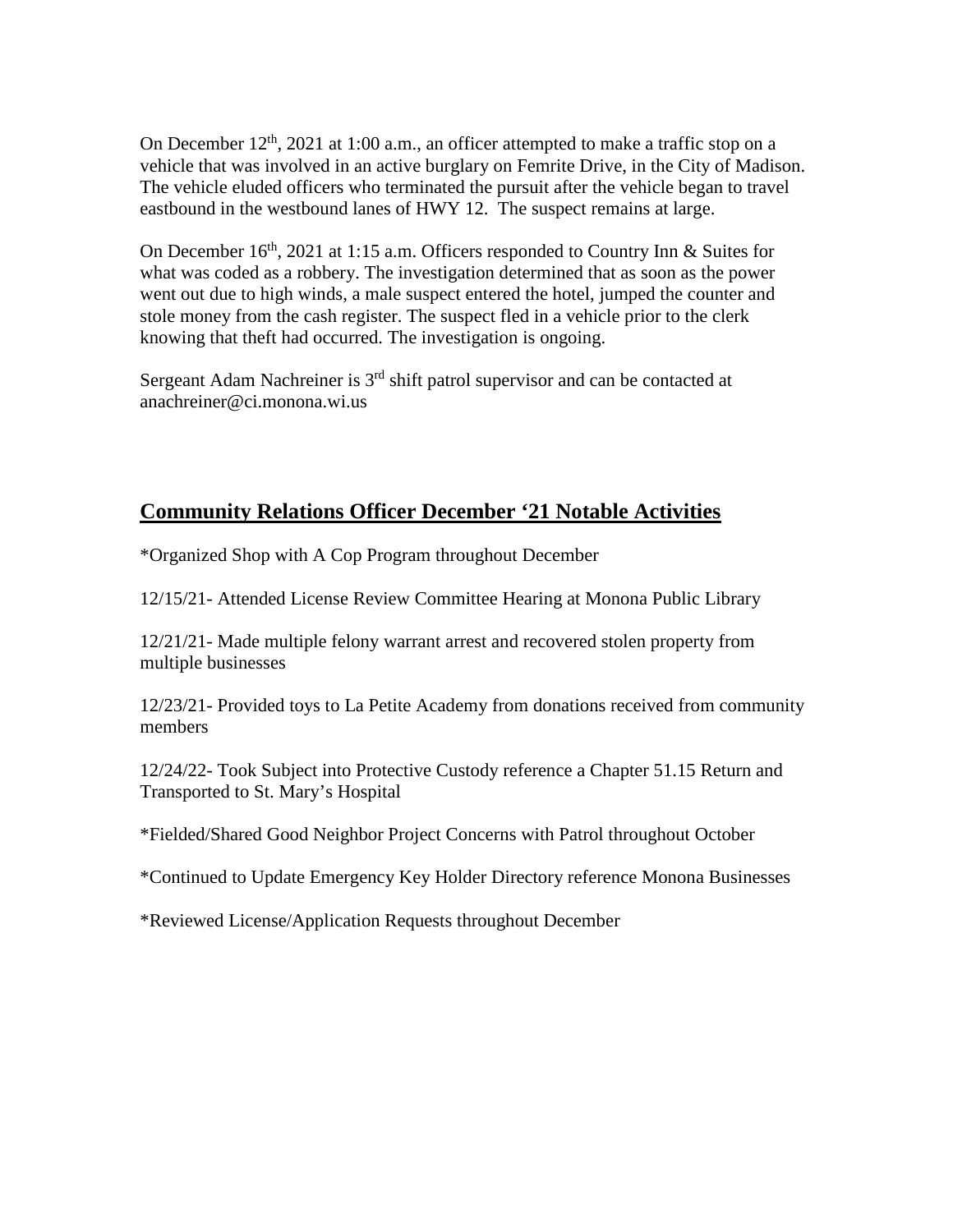On December 12th, 2021 at 1:00 a.m., an officer attempted to make a traffic stop on a vehicle that was involved in an active burglary on Femrite Drive, in the City of Madison. The vehicle eluded officers who terminated the pursuit after the vehicle began to travel eastbound in the westbound lanes of HWY 12. The suspect remains at large.

On December 16th, 2021 at 1:15 a.m. Officers responded to Country Inn & Suites for what was coded as a robbery. The investigation determined that as soon as the power went out due to high winds, a male suspect entered the hotel, jumped the counter and stole money from the cash register. The suspect fled in a vehicle prior to the clerk knowing that theft had occurred. The investigation is ongoing.

Sergeant Adam Nachreiner is 3rd shift patrol supervisor and can be contacted at anachreiner@ci.monona.wi.us

## **Community Relations Officer December '21 Notable Activities**

*Organized Shop with A Cop Program throughout December

12/15/21- Attended License Review Committee Hearing at Monona Public Library

12/21/21- Made multiple felony warrant arrest and recovered stolen property from multiple businesses

12/23/21- Provided toys to La Petite Academy from donations received from community members

12/24/22- Took Subject into Protective Custody reference a Chapter 51.15 Return and Transported to St. Mary's Hospital

*Fielded/Shared Good Neighbor Project Concerns with Patrol throughout October

*Continued to Update Emergency Key Holder Directory reference Monona Businesses

*Reviewed License/Application Requests throughout December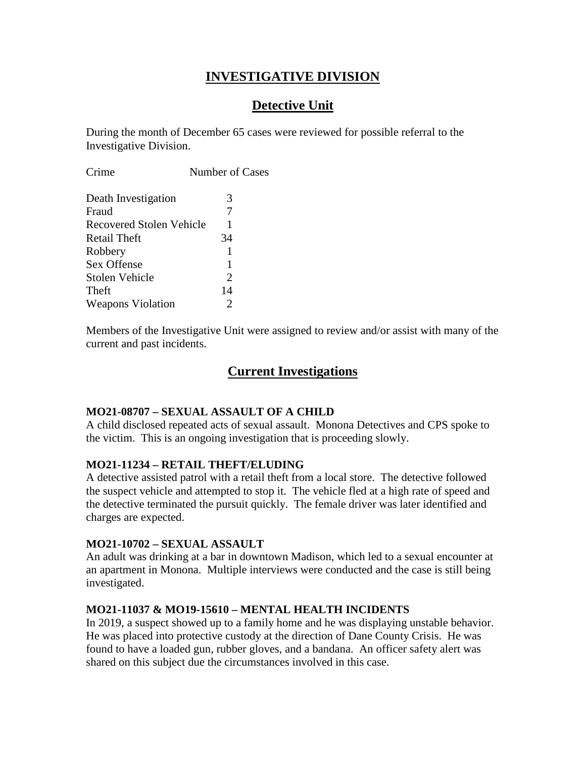# INVESTIGATIVE DIVISION

## Detective Unit

During the month of December 65 cases were reviewed for possible referral to the Investigative Division.

| Crime | Number of Cases |
|---|---|
| Death Investigation | 3 |
| Fraud | 7 |
| Recovered Stolen Vehicle | 1 |
| Retail Theft | 34 |
| Robbery | 1 |
| Sex Offense | 1 |
| Stolen Vehicle | 2 |
| Theft | 14 |
| Weapons Violation | 2 |

Members of the Investigative Unit were assigned to review and/or assist with many of the current and past incidents.

## Current Investigations

**MO21-08707 – SEXUAL ASSAULT OF A CHILD**
A child disclosed repeated acts of sexual assault. Monona Detectives and CPS spoke to the victim. This is an ongoing investigation that is proceeding slowly.

**MO21-11234 – RETAIL THEFT/ELUDING**
A detective assisted patrol with a retail theft from a local store. The detective followed the suspect vehicle and attempted to stop it. The vehicle fled at a high rate of speed and the detective terminated the pursuit quickly. The female driver was later identified and charges are expected.

**MO21-10702 – SEXUAL ASSAULT**
An adult was drinking at a bar in downtown Madison, which led to a sexual encounter at an apartment in Monona. Multiple interviews were conducted and the case is still being investigated.

**MO21-11037 & MO19-15610 – MENTAL HEALTH INCIDENTS**
In 2019, a suspect showed up to a family home and he was displaying unstable behavior. He was placed into protective custody at the direction of Dane County Crisis. He was found to have a loaded gun, rubber gloves, and a bandana. An officer safety alert was shared on this subject due the circumstances involved in this case.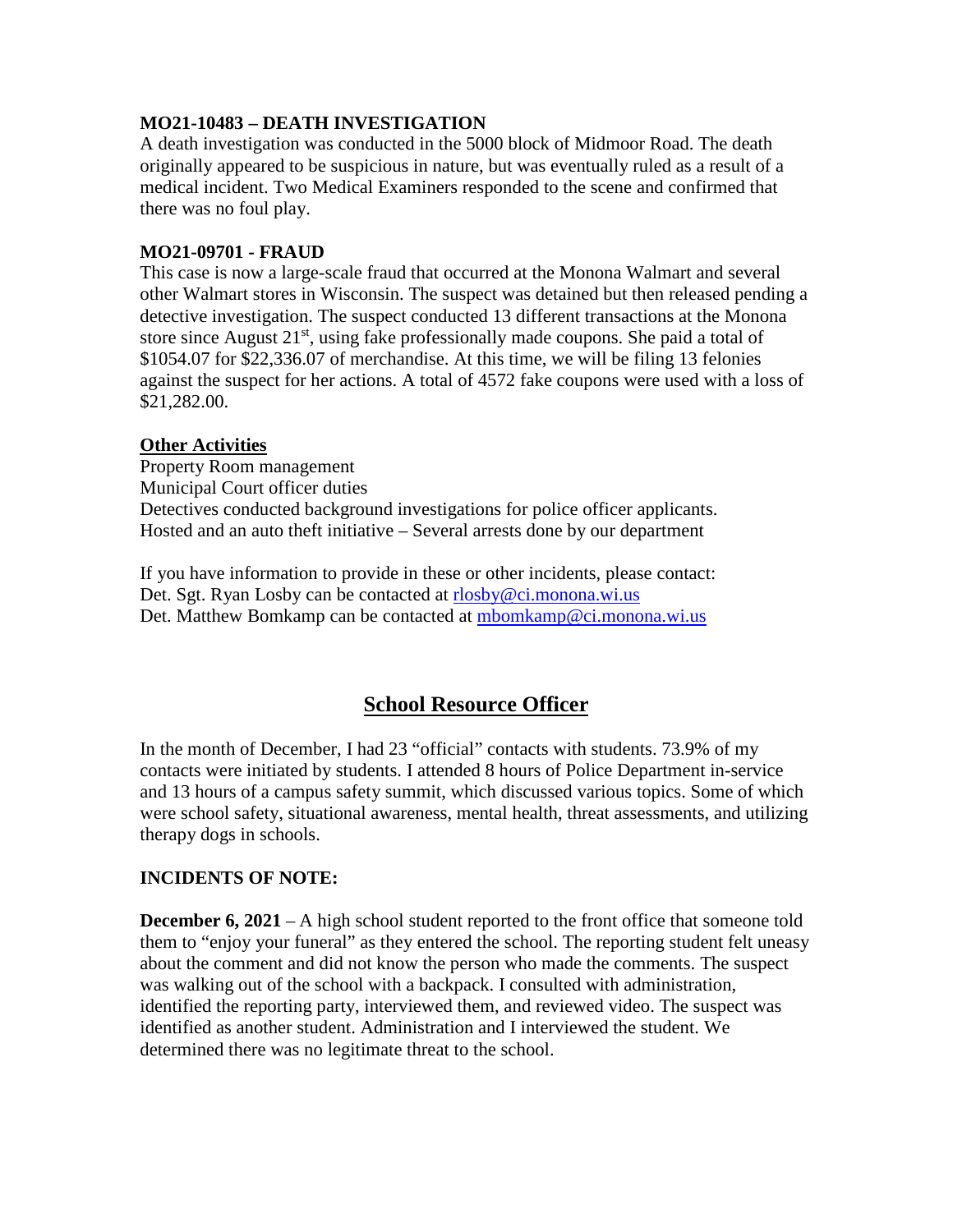**MO21-10483 – DEATH INVESTIGATION**

A death investigation was conducted in the 5000 block of Midmoor Road. The death originally appeared to be suspicious in nature, but was eventually ruled as a result of a medical incident. Two Medical Examiners responded to the scene and confirmed that there was no foul play.

**MO21-09701 - FRAUD**

This case is now a large-scale fraud that occurred at the Monona Walmart and several other Walmart stores in Wisconsin. The suspect was detained but then released pending a detective investigation. The suspect conducted 13 different transactions at the Monona store since August 21st, using fake professionally made coupons. She paid a total of $1054.07 for $22,336.07 of merchandise. At this time, we will be filing 13 felonies against the suspect for her actions. A total of 4572 fake coupons were used with a loss of $21,282.00.

**Other Activities**

Property Room management
Municipal Court officer duties
Detectives conducted background investigations for police officer applicants.
Hosted and an auto theft initiative – Several arrests done by our department

If you have information to provide in these or other incidents, please contact:
Det. Sgt. Ryan Losby can be contacted at rlosby@ci.monona.wi.us
Det. Matthew Bomkamp can be contacted at mbomkamp@ci.monona.wi.us

## School Resource Officer

In the month of December, I had 23 "official" contacts with students. 73.9% of my contacts were initiated by students. I attended 8 hours of Police Department in-service and 13 hours of a campus safety summit, which discussed various topics. Some of which were school safety, situational awareness, mental health, threat assessments, and utilizing therapy dogs in schools.

**INCIDENTS OF NOTE:**

**December 6, 2021** – A high school student reported to the front office that someone told them to "enjoy your funeral" as they entered the school. The reporting student felt uneasy about the comment and did not know the person who made the comments. The suspect was walking out of the school with a backpack. I consulted with administration, identified the reporting party, interviewed them, and reviewed video. The suspect was identified as another student. Administration and I interviewed the student. We determined there was no legitimate threat to the school.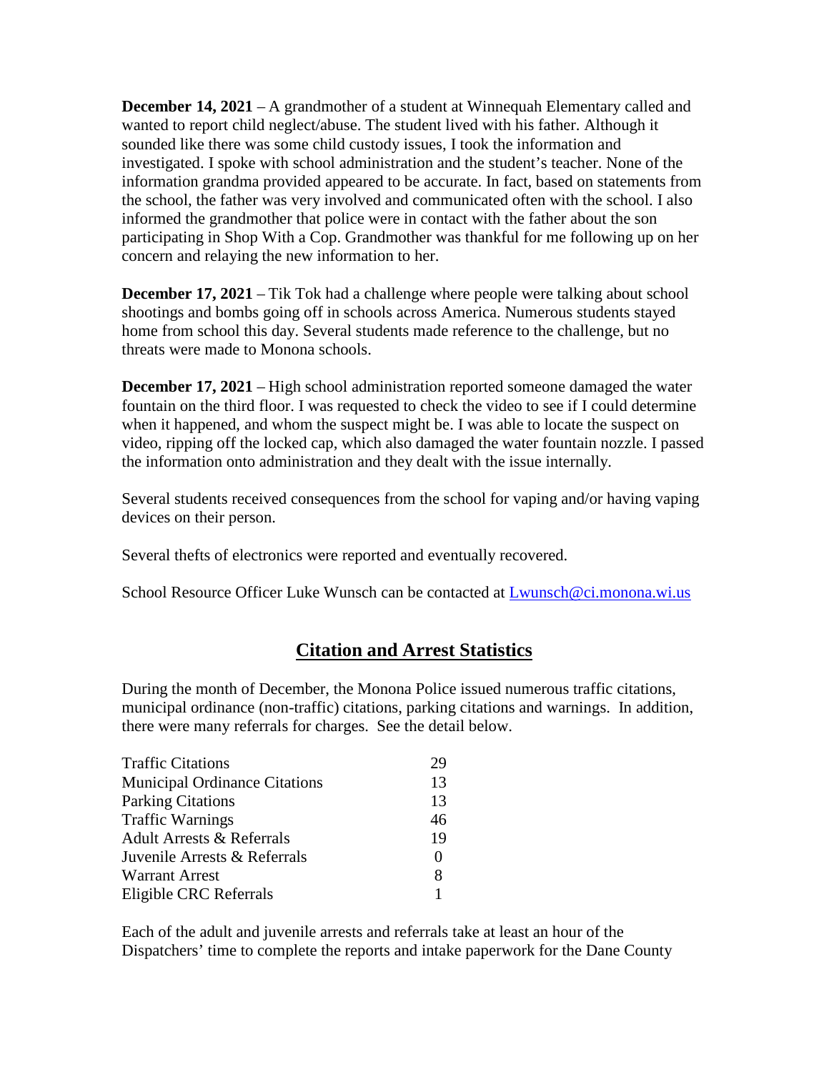**December 14, 2021** – A grandmother of a student at Winnequah Elementary called and wanted to report child neglect/abuse. The student lived with his father. Although it sounded like there was some child custody issues, I took the information and investigated. I spoke with school administration and the student's teacher. None of the information grandma provided appeared to be accurate. In fact, based on statements from the school, the father was very involved and communicated often with the school. I also informed the grandmother that police were in contact with the father about the son participating in Shop With a Cop. Grandmother was thankful for me following up on her concern and relaying the new information to her.

**December 17, 2021** – Tik Tok had a challenge where people were talking about school shootings and bombs going off in schools across America. Numerous students stayed home from school this day. Several students made reference to the challenge, but no threats were made to Monona schools.

**December 17, 2021** – High school administration reported someone damaged the water fountain on the third floor. I was requested to check the video to see if I could determine when it happened, and whom the suspect might be. I was able to locate the suspect on video, ripping off the locked cap, which also damaged the water fountain nozzle. I passed the information onto administration and they dealt with the issue internally.

Several students received consequences from the school for vaping and/or having vaping devices on their person.

Several thefts of electronics were reported and eventually recovered.

School Resource Officer Luke Wunsch can be contacted at [Lwunsch@ci.monona.wi.us](mailto:Lwunsch@ci.monona.wi.us)

## Citation and Arrest Statistics

During the month of December, the Monona Police issued numerous traffic citations, municipal ordinance (non-traffic) citations, parking citations and warnings. In addition, there were many referrals for charges. See the detail below.

| | |
|---|---|
| Traffic Citations | 29 |
| Municipal Ordinance Citations | 13 |
| Parking Citations | 13 |
| Traffic Warnings | 46 |
| Adult Arrests & Referrals | 19 |
| Juvenile Arrests & Referrals | 0 |
| Warrant Arrest | 8 |
| Eligible CRC Referrals | 1 |

Each of the adult and juvenile arrests and referrals take at least an hour of the Dispatchers' time to complete the reports and intake paperwork for the Dane County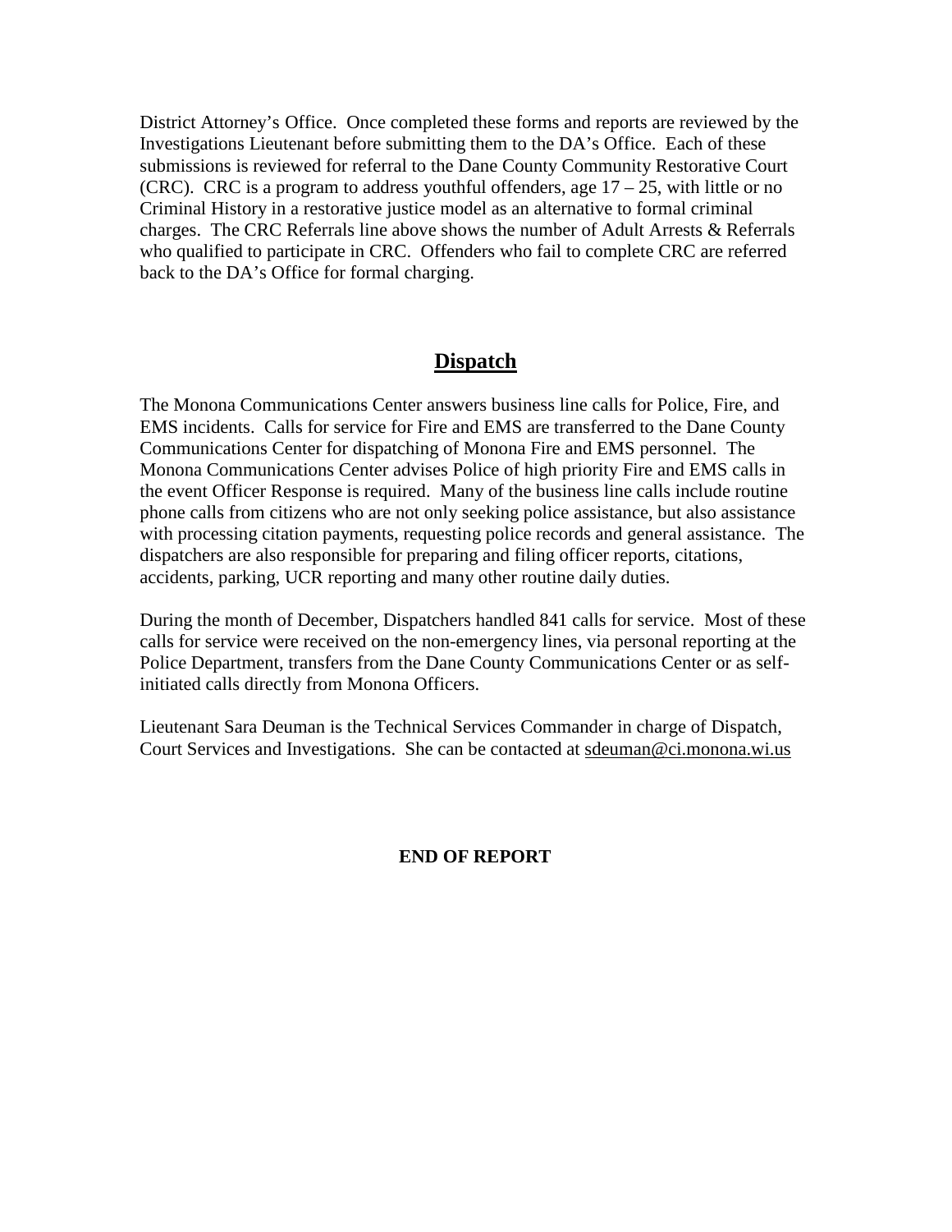District Attorney's Office. Once completed these forms and reports are reviewed by the Investigations Lieutenant before submitting them to the DA's Office. Each of these submissions is reviewed for referral to the Dane County Community Restorative Court (CRC). CRC is a program to address youthful offenders, age 17 – 25, with little or no Criminal History in a restorative justice model as an alternative to formal criminal charges. The CRC Referrals line above shows the number of Adult Arrests & Referrals who qualified to participate in CRC. Offenders who fail to complete CRC are referred back to the DA's Office for formal charging.

## Dispatch

The Monona Communications Center answers business line calls for Police, Fire, and EMS incidents. Calls for service for Fire and EMS are transferred to the Dane County Communications Center for dispatching of Monona Fire and EMS personnel. The Monona Communications Center advises Police of high priority Fire and EMS calls in the event Officer Response is required. Many of the business line calls include routine phone calls from citizens who are not only seeking police assistance, but also assistance with processing citation payments, requesting police records and general assistance. The dispatchers are also responsible for preparing and filing officer reports, citations, accidents, parking, UCR reporting and many other routine daily duties.

During the month of December, Dispatchers handled 841 calls for service. Most of these calls for service were received on the non-emergency lines, via personal reporting at the Police Department, transfers from the Dane County Communications Center or as self-initiated calls directly from Monona Officers.

Lieutenant Sara Deuman is the Technical Services Commander in charge of Dispatch, Court Services and Investigations. She can be contacted at sdeuman@ci.monona.wi.us

**END OF REPORT**